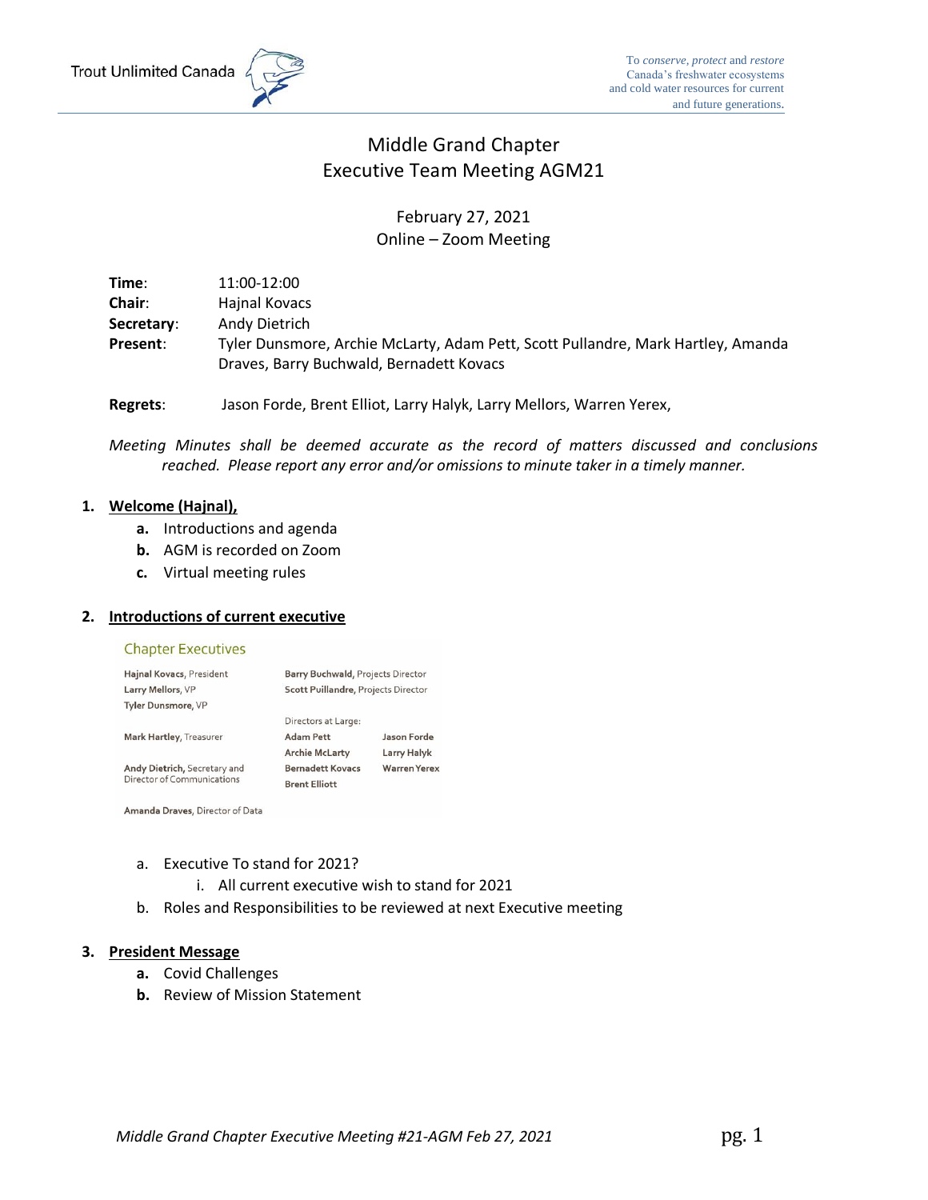Trout Unlimited Canada

To *conserve*, *protect* and *restore* Canada's freshwater ecosystems and cold water resources for current and future generations.

# Middle Grand Chapter
# Executive Team Meeting AGM21

February 27, 2021
Online – Zoom Meeting

**Time**: 11:00-12:00
**Chair**: Hajnal Kovacs
**Secretary**: Andy Dietrich
**Present**: Tyler Dunsmore, Archie McLarty, Adam Pett, Scott Pullandre, Mark Hartley, Amanda Draves, Barry Buchwald, Bernadett Kovacs

**Regrets**: Jason Forde, Brent Elliot, Larry Halyk, Larry Mellors, Warren Yerex,

*Meeting Minutes shall be deemed accurate as the record of matters discussed and conclusions reached. Please report any error and/or omissions to minute taker in a timely manner.*

1. **Welcome (Hajnal),**
   - **a.** Introductions and agenda
   - **b.** AGM is recorded on Zoom
   - **c.** Virtual meeting rules

2. **Introductions of current executive**

   Chapter Executives

   **Hajnal Kovacs**, President
   **Larry Mellors**, VP
   **Tyler Dunsmore**, VP

   **Mark Hartley**, Treasurer

   **Andy Dietrich**, Secretary and Director of Communications

   **Amanda Draves**, Director of Data

   **Barry Buchwald**, Projects Director
   **Scott Puillandre**, Projects Director

   Directors at Large:

   **Adam Pett**
   **Archie McLarty**
   **Bernadett Kovacs**
   **Brent Elliott**
   **Jason Forde**
   **Larry Halyk**
   **Warren Yerex**

   - a. Executive To stand for 2021?
     - i. All current executive wish to stand for 2021
   - b. Roles and Responsibilities to be reviewed at next Executive meeting

3. **President Message**
   - **a.** Covid Challenges
   - **b.** Review of Mission Statement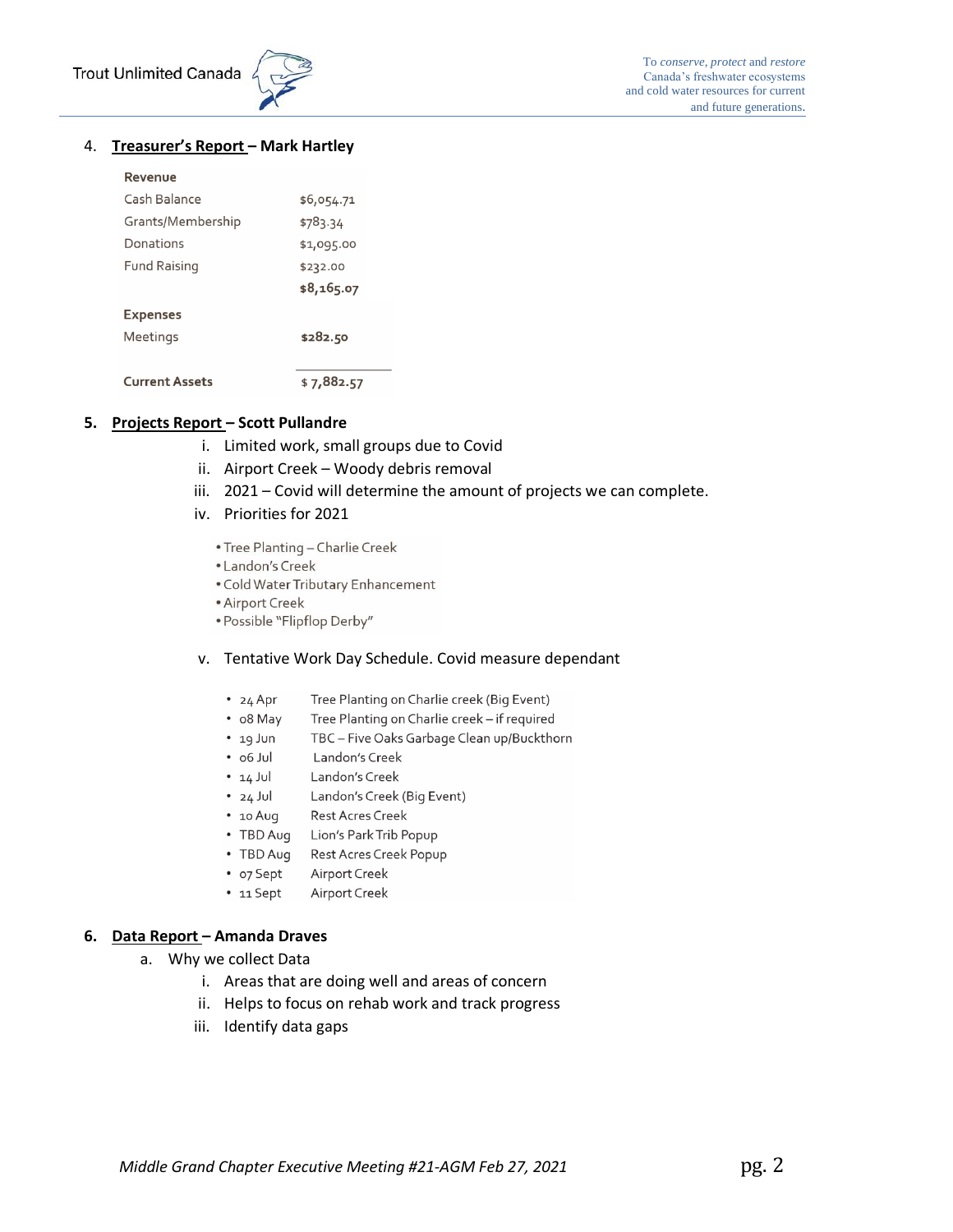4. **Treasurer's Report – Mark Hartley**

| **Revenue** | |
|---|---|
| Cash Balance | $6,054.71 |
| Grants/Membership | $783.34 |
| Donations | $1,095.00 |
| Fund Raising | $232.00 |
| | **$8,165.07** |
| **Expenses** | |
| Meetings | **$282.50** |
| **Current Assets** | **$ 7,882.57** |

5. **Projects Report – Scott Pullandre**
   - i. Limited work, small groups due to Covid
   - ii. Airport Creek – Woody debris removal
   - iii. 2021 – Covid will determine the amount of projects we can complete.
   - iv. Priorities for 2021
     - Tree Planting – Charlie Creek
     - Landon's Creek
     - Cold Water Tributary Enhancement
     - Airport Creek
     - Possible "Flipflop Derby"
   - v. Tentative Work Day Schedule. Covid measure dependant
     - 24 Apr — Tree Planting on Charlie creek (Big Event)
     - 08 May — Tree Planting on Charlie creek – if required
     - 19 Jun — TBC – Five Oaks Garbage Clean up/Buckthorn
     - 06 Jul — Landon's Creek
     - 14 Jul — Landon's Creek
     - 24 Jul — Landon's Creek (Big Event)
     - 10 Aug — Rest Acres Creek
     - TBD Aug — Lion's Park Trib Popup
     - TBD Aug — Rest Acres Creek Popup
     - 07 Sept — Airport Creek
     - 11 Sept — Airport Creek

6. **Data Report – Amanda Draves**
   - a. Why we collect Data
     - i. Areas that are doing well and areas of concern
     - ii. Helps to focus on rehab work and track progress
     - iii. Identify data gaps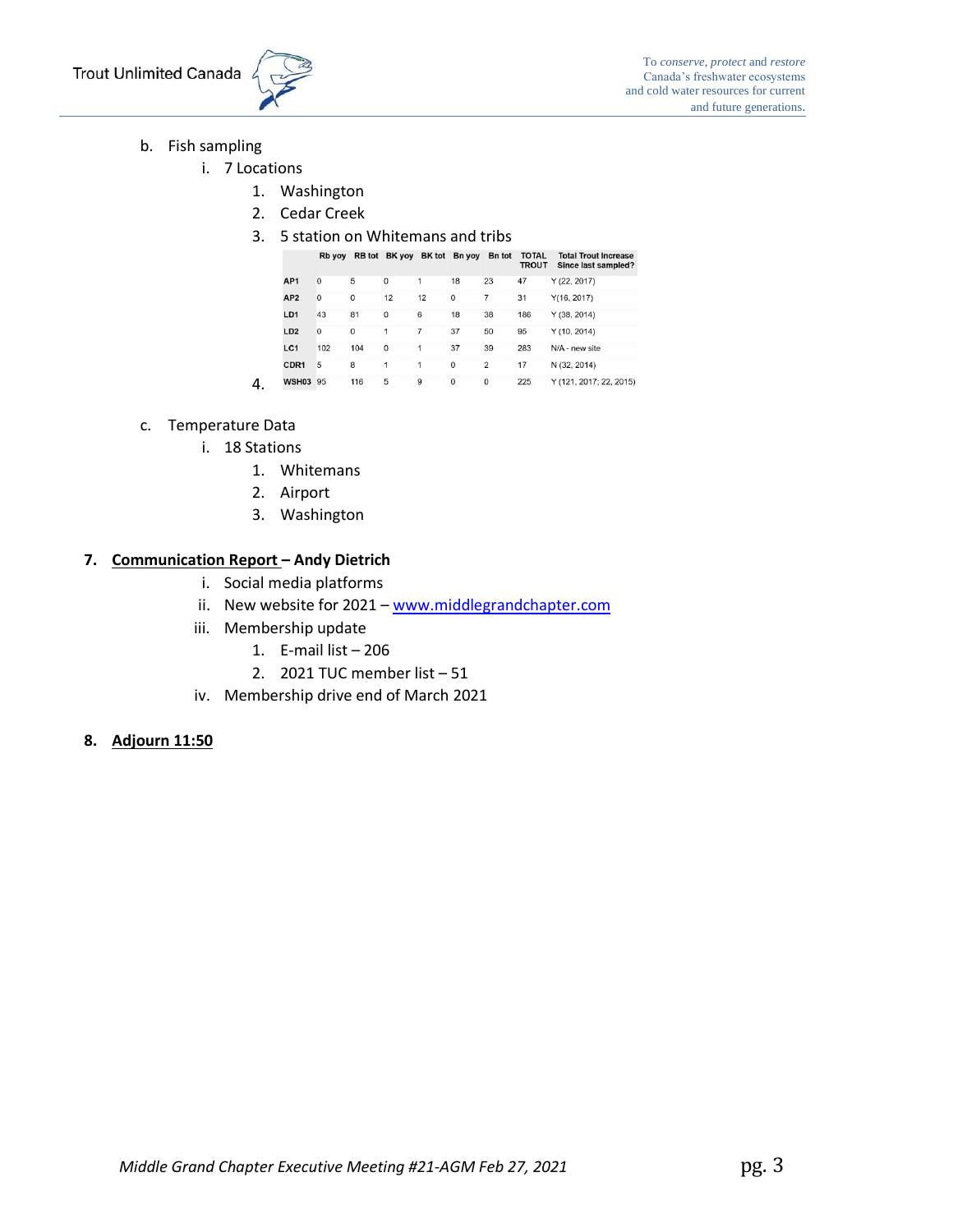b. Fish sampling

i. 7 Locations

1. Washington
2. Cedar Creek
3. 5 station on Whitemans and tribs
4. 

| | Rb yoy | RB tot | BK yoy | BK tot | Bn yoy | Bn tot | TOTAL TROUT | Total Trout Increase Since last sampled? |
|---|---|---|---|---|---|---|---|---|
| AP1 | 0 | 5 | 0 | 1 | 18 | 23 | 47 | Y (22, 2017) |
| AP2 | 0 | 0 | 12 | 12 | 0 | 7 | 31 | Y(16, 2017) |
| LD1 | 43 | 81 | 0 | 6 | 18 | 38 | 186 | Y (38, 2014) |
| LD2 | 0 | 0 | 1 | 7 | 37 | 50 | 95 | Y (10, 2014) |
| LC1 | 102 | 104 | 0 | 1 | 37 | 39 | 283 | N/A - new site |
| CDR1 | 5 | 8 | 1 | 1 | 0 | 2 | 17 | N (32, 2014) |
| WSH03 | 95 | 116 | 5 | 9 | 0 | 0 | 225 | Y (121, 2017; 22, 2015) |

c. Temperature Data

i. 18 Stations

1. Whitemans
2. Airport
3. Washington

**7. <u>Communication Report</u> – Andy Dietrich**

i. Social media platforms

ii. New website for 2021 – www.middlegrandchapter.com

iii. Membership update

1. E-mail list – 206
2. 2021 TUC member list – 51

iv. Membership drive end of March 2021

**8. <u>Adjourn 11:50</u>**